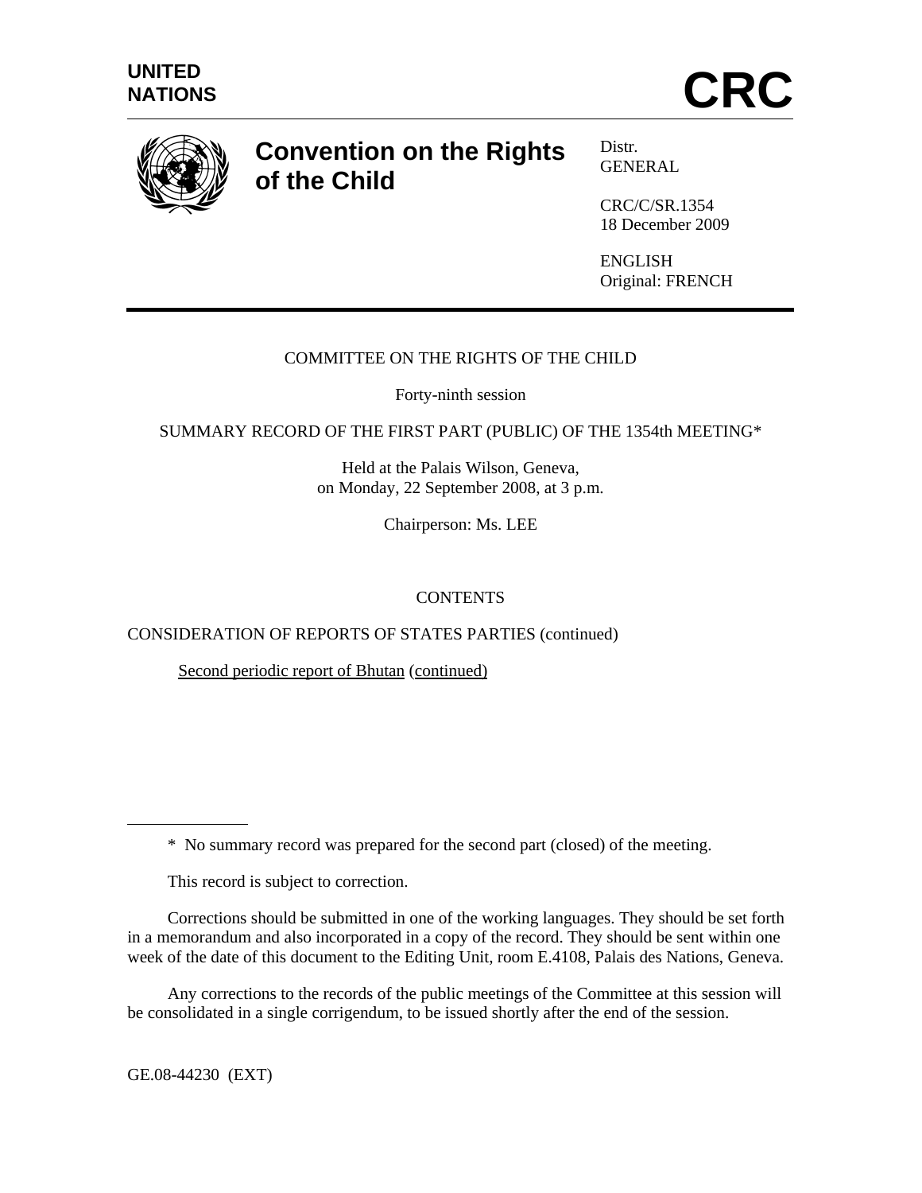UNITED NATIONS

# CRC

## Convention on the Rights of the Child

Distr.
GENERAL

CRC/C/SR.1354
18 December 2009

ENGLISH
Original: FRENCH

COMMITTEE ON THE RIGHTS OF THE CHILD

Forty-ninth session

SUMMARY RECORD OF THE FIRST PART (PUBLIC) OF THE 1354th MEETING*

Held at the Palais Wilson, Geneva,
on Monday, 22 September 2008, at 3 p.m.

Chairperson: Ms. LEE

CONTENTS

CONSIDERATION OF REPORTS OF STATES PARTIES (continued)

Second periodic report of Bhutan (continued)

---

\* No summary record was prepared for the second part (closed) of the meeting.

This record is subject to correction.

Corrections should be submitted in one of the working languages. They should be set forth in a memorandum and also incorporated in a copy of the record. They should be sent within one week of the date of this document to the Editing Unit, room E.4108, Palais des Nations, Geneva.

Any corrections to the records of the public meetings of the Committee at this session will be consolidated in a single corrigendum, to be issued shortly after the end of the session.

GE.08-44230 (EXT)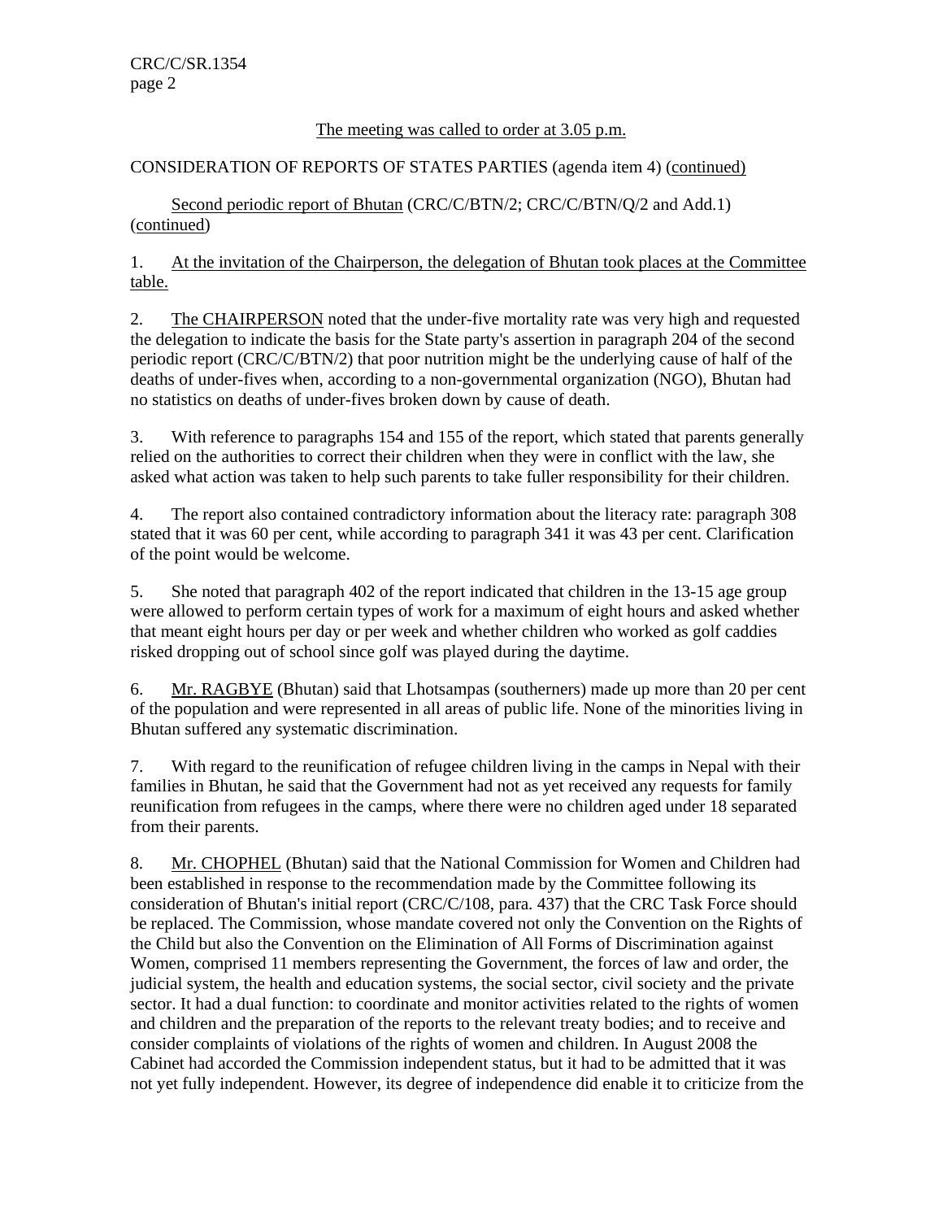The meeting was called to order at 3.05 p.m.

CONSIDERATION OF REPORTS OF STATES PARTIES (agenda item 4) (continued)

Second periodic report of Bhutan (CRC/C/BTN/2; CRC/C/BTN/Q/2 and Add.1) (continued)

1. At the invitation of the Chairperson, the delegation of Bhutan took places at the Committee table.

2. The CHAIRPERSON noted that the under-five mortality rate was very high and requested the delegation to indicate the basis for the State party's assertion in paragraph 204 of the second periodic report (CRC/C/BTN/2) that poor nutrition might be the underlying cause of half of the deaths of under-fives when, according to a non-governmental organization (NGO), Bhutan had no statistics on deaths of under-fives broken down by cause of death.

3. With reference to paragraphs 154 and 155 of the report, which stated that parents generally relied on the authorities to correct their children when they were in conflict with the law, she asked what action was taken to help such parents to take fuller responsibility for their children.

4. The report also contained contradictory information about the literacy rate: paragraph 308 stated that it was 60 per cent, while according to paragraph 341 it was 43 per cent. Clarification of the point would be welcome.

5. She noted that paragraph 402 of the report indicated that children in the 13-15 age group were allowed to perform certain types of work for a maximum of eight hours and asked whether that meant eight hours per day or per week and whether children who worked as golf caddies risked dropping out of school since golf was played during the daytime.

6. Mr. RAGBYE (Bhutan) said that Lhotsampas (southerners) made up more than 20 per cent of the population and were represented in all areas of public life. None of the minorities living in Bhutan suffered any systematic discrimination.

7. With regard to the reunification of refugee children living in the camps in Nepal with their families in Bhutan, he said that the Government had not as yet received any requests for family reunification from refugees in the camps, where there were no children aged under 18 separated from their parents.

8. Mr. CHOPHEL (Bhutan) said that the National Commission for Women and Children had been established in response to the recommendation made by the Committee following its consideration of Bhutan's initial report (CRC/C/108, para. 437) that the CRC Task Force should be replaced. The Commission, whose mandate covered not only the Convention on the Rights of the Child but also the Convention on the Elimination of All Forms of Discrimination against Women, comprised 11 members representing the Government, the forces of law and order, the judicial system, the health and education systems, the social sector, civil society and the private sector. It had a dual function: to coordinate and monitor activities related to the rights of women and children and the preparation of the reports to the relevant treaty bodies; and to receive and consider complaints of violations of the rights of women and children. In August 2008 the Cabinet had accorded the Commission independent status, but it had to be admitted that it was not yet fully independent. However, its degree of independence did enable it to criticize from the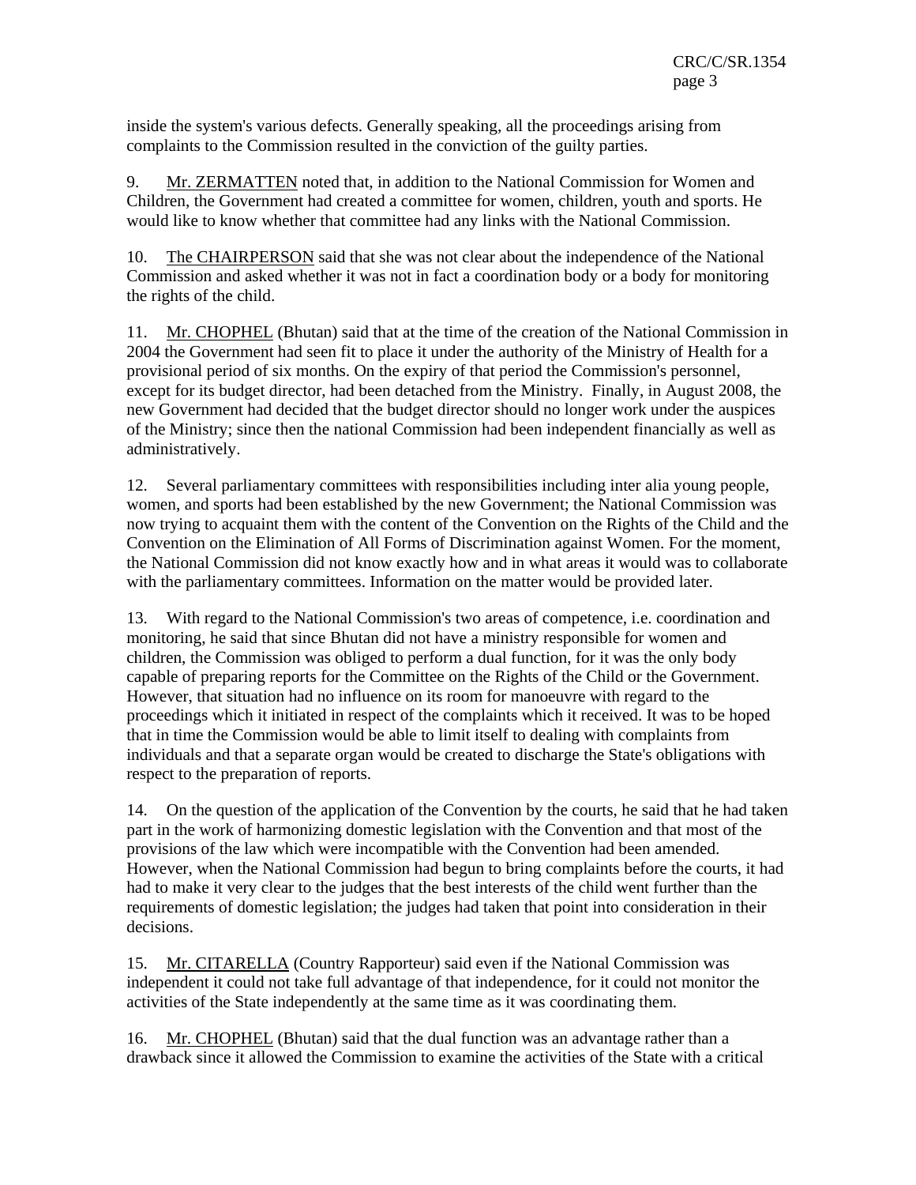inside the system's various defects. Generally speaking, all the proceedings arising from complaints to the Commission resulted in the conviction of the guilty parties.

9. Mr. ZERMATTEN noted that, in addition to the National Commission for Women and Children, the Government had created a committee for women, children, youth and sports. He would like to know whether that committee had any links with the National Commission.

10. The CHAIRPERSON said that she was not clear about the independence of the National Commission and asked whether it was not in fact a coordination body or a body for monitoring the rights of the child.

11. Mr. CHOPHEL (Bhutan) said that at the time of the creation of the National Commission in 2004 the Government had seen fit to place it under the authority of the Ministry of Health for a provisional period of six months. On the expiry of that period the Commission's personnel, except for its budget director, had been detached from the Ministry. Finally, in August 2008, the new Government had decided that the budget director should no longer work under the auspices of the Ministry; since then the national Commission had been independent financially as well as administratively.

12. Several parliamentary committees with responsibilities including inter alia young people, women, and sports had been established by the new Government; the National Commission was now trying to acquaint them with the content of the Convention on the Rights of the Child and the Convention on the Elimination of All Forms of Discrimination against Women. For the moment, the National Commission did not know exactly how and in what areas it would was to collaborate with the parliamentary committees. Information on the matter would be provided later.

13. With regard to the National Commission's two areas of competence, i.e. coordination and monitoring, he said that since Bhutan did not have a ministry responsible for women and children, the Commission was obliged to perform a dual function, for it was the only body capable of preparing reports for the Committee on the Rights of the Child or the Government. However, that situation had no influence on its room for manoeuvre with regard to the proceedings which it initiated in respect of the complaints which it received. It was to be hoped that in time the Commission would be able to limit itself to dealing with complaints from individuals and that a separate organ would be created to discharge the State's obligations with respect to the preparation of reports.

14. On the question of the application of the Convention by the courts, he said that he had taken part in the work of harmonizing domestic legislation with the Convention and that most of the provisions of the law which were incompatible with the Convention had been amended. However, when the National Commission had begun to bring complaints before the courts, it had had to make it very clear to the judges that the best interests of the child went further than the requirements of domestic legislation; the judges had taken that point into consideration in their decisions.

15. Mr. CITARELLA (Country Rapporteur) said even if the National Commission was independent it could not take full advantage of that independence, for it could not monitor the activities of the State independently at the same time as it was coordinating them.

16. Mr. CHOPHEL (Bhutan) said that the dual function was an advantage rather than a drawback since it allowed the Commission to examine the activities of the State with a critical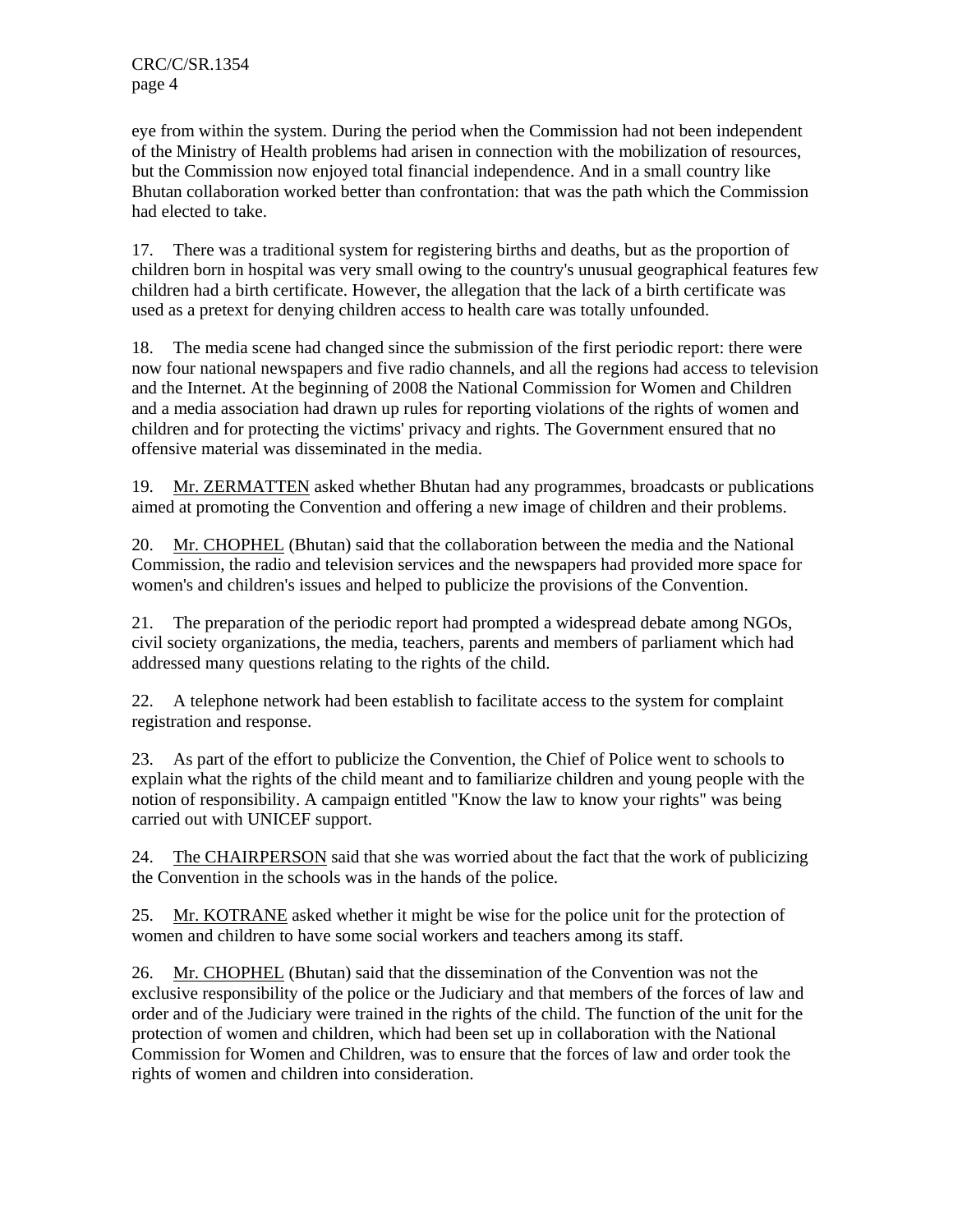eye from within the system. During the period when the Commission had not been independent of the Ministry of Health problems had arisen in connection with the mobilization of resources, but the Commission now enjoyed total financial independence. And in a small country like Bhutan collaboration worked better than confrontation: that was the path which the Commission had elected to take.

17. There was a traditional system for registering births and deaths, but as the proportion of children born in hospital was very small owing to the country's unusual geographical features few children had a birth certificate. However, the allegation that the lack of a birth certificate was used as a pretext for denying children access to health care was totally unfounded.

18. The media scene had changed since the submission of the first periodic report: there were now four national newspapers and five radio channels, and all the regions had access to television and the Internet. At the beginning of 2008 the National Commission for Women and Children and a media association had drawn up rules for reporting violations of the rights of women and children and for protecting the victims' privacy and rights. The Government ensured that no offensive material was disseminated in the media.

19. Mr. ZERMATTEN asked whether Bhutan had any programmes, broadcasts or publications aimed at promoting the Convention and offering a new image of children and their problems.

20. Mr. CHOPHEL (Bhutan) said that the collaboration between the media and the National Commission, the radio and television services and the newspapers had provided more space for women's and children's issues and helped to publicize the provisions of the Convention.

21. The preparation of the periodic report had prompted a widespread debate among NGOs, civil society organizations, the media, teachers, parents and members of parliament which had addressed many questions relating to the rights of the child.

22. A telephone network had been establish to facilitate access to the system for complaint registration and response.

23. As part of the effort to publicize the Convention, the Chief of Police went to schools to explain what the rights of the child meant and to familiarize children and young people with the notion of responsibility. A campaign entitled "Know the law to know your rights" was being carried out with UNICEF support.

24. The CHAIRPERSON said that she was worried about the fact that the work of publicizing the Convention in the schools was in the hands of the police.

25. Mr. KOTRANE asked whether it might be wise for the police unit for the protection of women and children to have some social workers and teachers among its staff.

26. Mr. CHOPHEL (Bhutan) said that the dissemination of the Convention was not the exclusive responsibility of the police or the Judiciary and that members of the forces of law and order and of the Judiciary were trained in the rights of the child. The function of the unit for the protection of women and children, which had been set up in collaboration with the National Commission for Women and Children, was to ensure that the forces of law and order took the rights of women and children into consideration.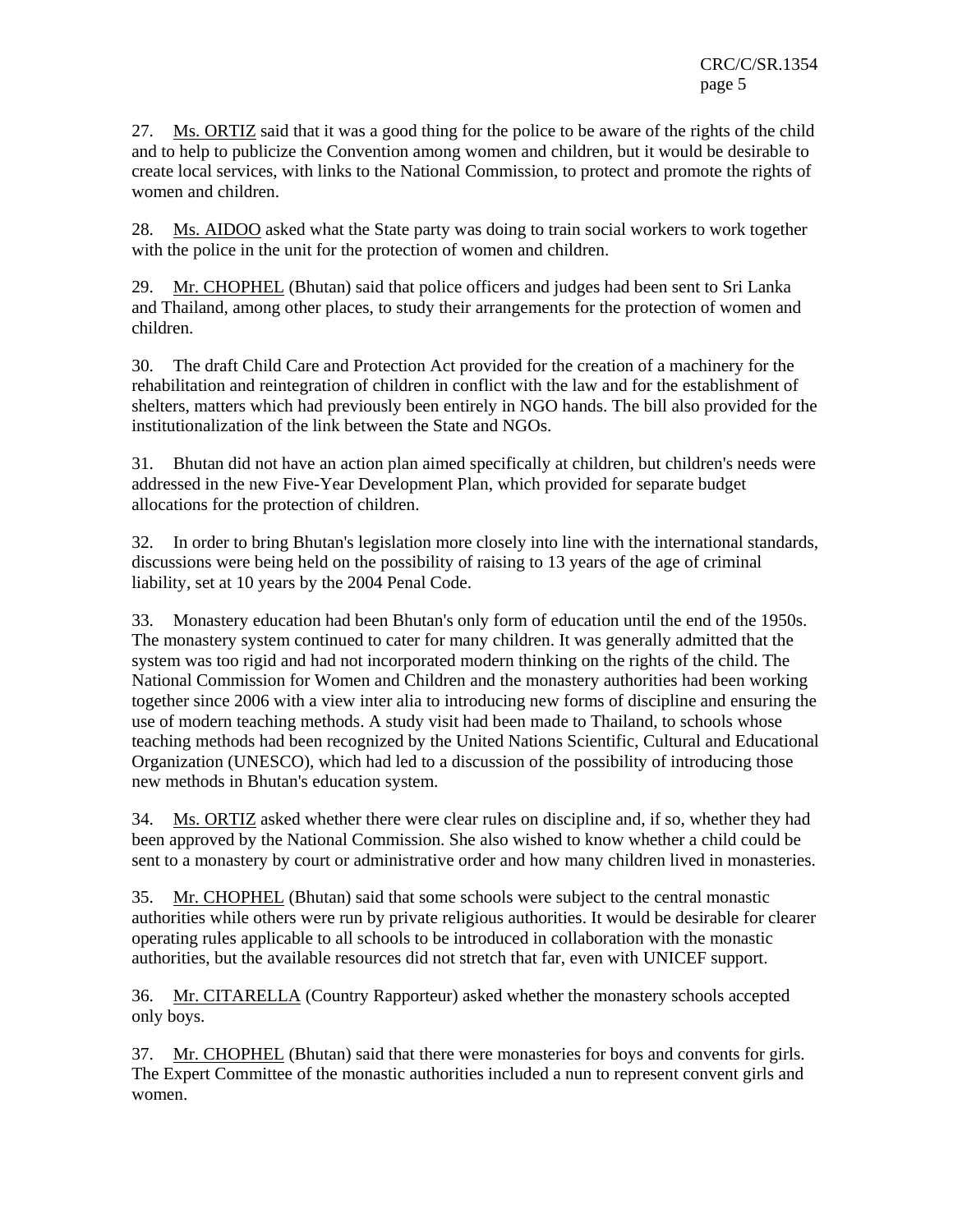27. Ms. ORTIZ said that it was a good thing for the police to be aware of the rights of the child and to help to publicize the Convention among women and children, but it would be desirable to create local services, with links to the National Commission, to protect and promote the rights of women and children.

28. Ms. AIDOO asked what the State party was doing to train social workers to work together with the police in the unit for the protection of women and children.

29. Mr. CHOPHEL (Bhutan) said that police officers and judges had been sent to Sri Lanka and Thailand, among other places, to study their arrangements for the protection of women and children.

30. The draft Child Care and Protection Act provided for the creation of a machinery for the rehabilitation and reintegration of children in conflict with the law and for the establishment of shelters, matters which had previously been entirely in NGO hands. The bill also provided for the institutionalization of the link between the State and NGOs.

31. Bhutan did not have an action plan aimed specifically at children, but children's needs were addressed in the new Five-Year Development Plan, which provided for separate budget allocations for the protection of children.

32. In order to bring Bhutan's legislation more closely into line with the international standards, discussions were being held on the possibility of raising to 13 years of the age of criminal liability, set at 10 years by the 2004 Penal Code.

33. Monastery education had been Bhutan's only form of education until the end of the 1950s. The monastery system continued to cater for many children. It was generally admitted that the system was too rigid and had not incorporated modern thinking on the rights of the child. The National Commission for Women and Children and the monastery authorities had been working together since 2006 with a view inter alia to introducing new forms of discipline and ensuring the use of modern teaching methods. A study visit had been made to Thailand, to schools whose teaching methods had been recognized by the United Nations Scientific, Cultural and Educational Organization (UNESCO), which had led to a discussion of the possibility of introducing those new methods in Bhutan's education system.

34. Ms. ORTIZ asked whether there were clear rules on discipline and, if so, whether they had been approved by the National Commission. She also wished to know whether a child could be sent to a monastery by court or administrative order and how many children lived in monasteries.

35. Mr. CHOPHEL (Bhutan) said that some schools were subject to the central monastic authorities while others were run by private religious authorities. It would be desirable for clearer operating rules applicable to all schools to be introduced in collaboration with the monastic authorities, but the available resources did not stretch that far, even with UNICEF support.

36. Mr. CITARELLA (Country Rapporteur) asked whether the monastery schools accepted only boys.

37. Mr. CHOPHEL (Bhutan) said that there were monasteries for boys and convents for girls. The Expert Committee of the monastic authorities included a nun to represent convent girls and women.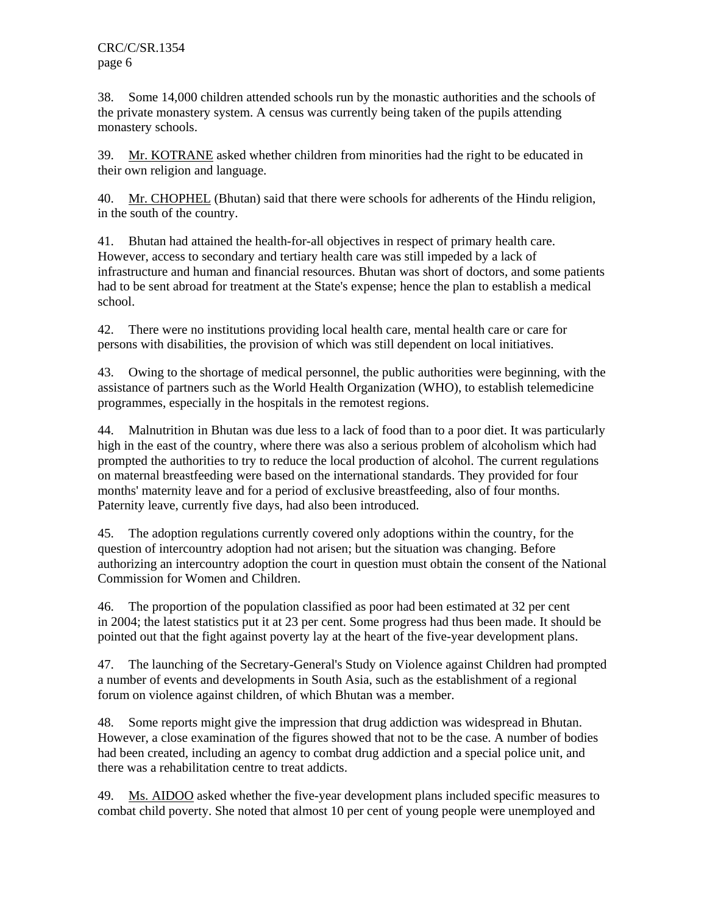38. Some 14,000 children attended schools run by the monastic authorities and the schools of the private monastery system. A census was currently being taken of the pupils attending monastery schools.

39. Mr. KOTRANE asked whether children from minorities had the right to be educated in their own religion and language.

40. Mr. CHOPHEL (Bhutan) said that there were schools for adherents of the Hindu religion, in the south of the country.

41. Bhutan had attained the health-for-all objectives in respect of primary health care. However, access to secondary and tertiary health care was still impeded by a lack of infrastructure and human and financial resources. Bhutan was short of doctors, and some patients had to be sent abroad for treatment at the State's expense; hence the plan to establish a medical school.

42. There were no institutions providing local health care, mental health care or care for persons with disabilities, the provision of which was still dependent on local initiatives.

43. Owing to the shortage of medical personnel, the public authorities were beginning, with the assistance of partners such as the World Health Organization (WHO), to establish telemedicine programmes, especially in the hospitals in the remotest regions.

44. Malnutrition in Bhutan was due less to a lack of food than to a poor diet. It was particularly high in the east of the country, where there was also a serious problem of alcoholism which had prompted the authorities to try to reduce the local production of alcohol. The current regulations on maternal breastfeeding were based on the international standards. They provided for four months' maternity leave and for a period of exclusive breastfeeding, also of four months. Paternity leave, currently five days, had also been introduced.

45. The adoption regulations currently covered only adoptions within the country, for the question of intercountry adoption had not arisen; but the situation was changing. Before authorizing an intercountry adoption the court in question must obtain the consent of the National Commission for Women and Children.

46. The proportion of the population classified as poor had been estimated at 32 per cent in 2004; the latest statistics put it at 23 per cent. Some progress had thus been made. It should be pointed out that the fight against poverty lay at the heart of the five-year development plans.

47. The launching of the Secretary-General's Study on Violence against Children had prompted a number of events and developments in South Asia, such as the establishment of a regional forum on violence against children, of which Bhutan was a member.

48. Some reports might give the impression that drug addiction was widespread in Bhutan. However, a close examination of the figures showed that not to be the case. A number of bodies had been created, including an agency to combat drug addiction and a special police unit, and there was a rehabilitation centre to treat addicts.

49. Ms. AIDOO asked whether the five-year development plans included specific measures to combat child poverty. She noted that almost 10 per cent of young people were unemployed and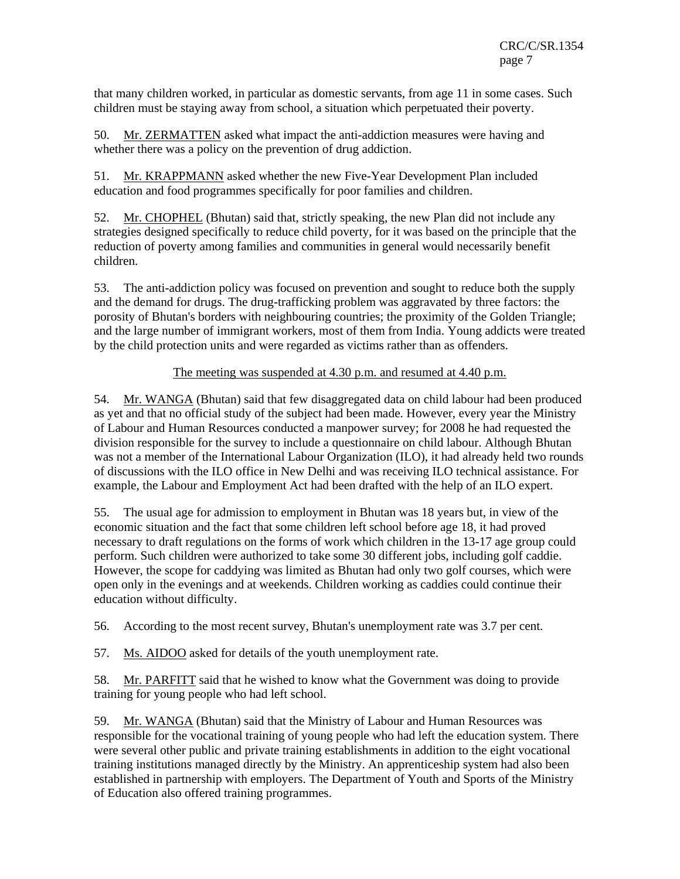that many children worked, in particular as domestic servants, from age 11 in some cases. Such children must be staying away from school, a situation which perpetuated their poverty.

50. Mr. ZERMATTEN asked what impact the anti-addiction measures were having and whether there was a policy on the prevention of drug addiction.

51. Mr. KRAPPMANN asked whether the new Five-Year Development Plan included education and food programmes specifically for poor families and children.

52. Mr. CHOPHEL (Bhutan) said that, strictly speaking, the new Plan did not include any strategies designed specifically to reduce child poverty, for it was based on the principle that the reduction of poverty among families and communities in general would necessarily benefit children.

53. The anti-addiction policy was focused on prevention and sought to reduce both the supply and the demand for drugs. The drug-trafficking problem was aggravated by three factors: the porosity of Bhutan's borders with neighbouring countries; the proximity of the Golden Triangle; and the large number of immigrant workers, most of them from India. Young addicts were treated by the child protection units and were regarded as victims rather than as offenders.

The meeting was suspended at 4.30 p.m. and resumed at 4.40 p.m.

54. Mr. WANGA (Bhutan) said that few disaggregated data on child labour had been produced as yet and that no official study of the subject had been made. However, every year the Ministry of Labour and Human Resources conducted a manpower survey; for 2008 he had requested the division responsible for the survey to include a questionnaire on child labour. Although Bhutan was not a member of the International Labour Organization (ILO), it had already held two rounds of discussions with the ILO office in New Delhi and was receiving ILO technical assistance. For example, the Labour and Employment Act had been drafted with the help of an ILO expert.

55. The usual age for admission to employment in Bhutan was 18 years but, in view of the economic situation and the fact that some children left school before age 18, it had proved necessary to draft regulations on the forms of work which children in the 13-17 age group could perform. Such children were authorized to take some 30 different jobs, including golf caddie. However, the scope for caddying was limited as Bhutan had only two golf courses, which were open only in the evenings and at weekends. Children working as caddies could continue their education without difficulty.

56. According to the most recent survey, Bhutan's unemployment rate was 3.7 per cent.

57. Ms. AIDOO asked for details of the youth unemployment rate.

58. Mr. PARFITT said that he wished to know what the Government was doing to provide training for young people who had left school.

59. Mr. WANGA (Bhutan) said that the Ministry of Labour and Human Resources was responsible for the vocational training of young people who had left the education system. There were several other public and private training establishments in addition to the eight vocational training institutions managed directly by the Ministry. An apprenticeship system had also been established in partnership with employers. The Department of Youth and Sports of the Ministry of Education also offered training programmes.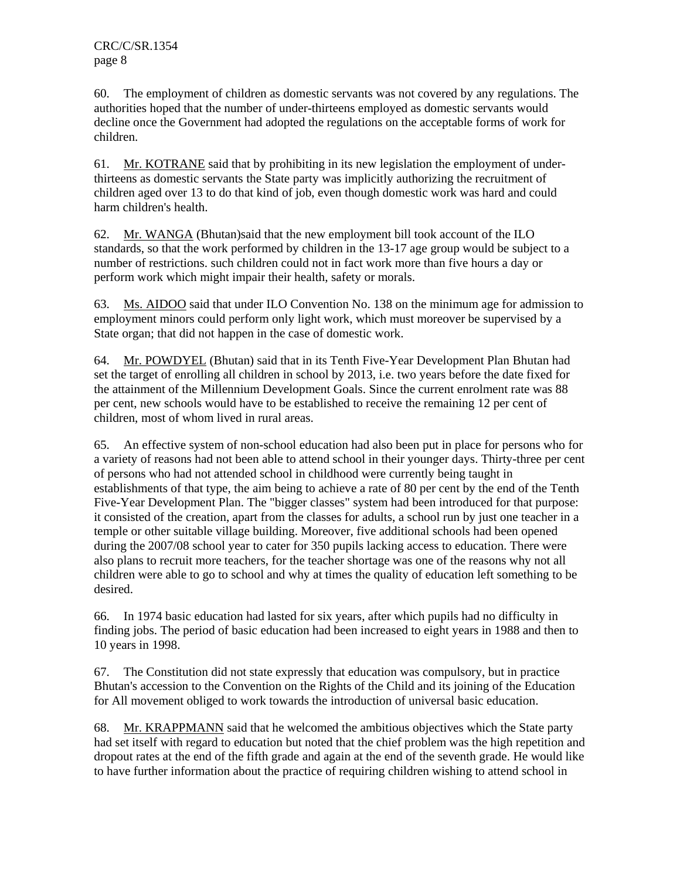60. The employment of children as domestic servants was not covered by any regulations. The authorities hoped that the number of under-thirteens employed as domestic servants would decline once the Government had adopted the regulations on the acceptable forms of work for children.

61. Mr. KOTRANE said that by prohibiting in its new legislation the employment of under-thirteens as domestic servants the State party was implicitly authorizing the recruitment of children aged over 13 to do that kind of job, even though domestic work was hard and could harm children's health.

62. Mr. WANGA (Bhutan)said that the new employment bill took account of the ILO standards, so that the work performed by children in the 13-17 age group would be subject to a number of restrictions. such children could not in fact work more than five hours a day or perform work which might impair their health, safety or morals.

63. Ms. AIDOO said that under ILO Convention No. 138 on the minimum age for admission to employment minors could perform only light work, which must moreover be supervised by a State organ; that did not happen in the case of domestic work.

64. Mr. POWDYEL (Bhutan) said that in its Tenth Five-Year Development Plan Bhutan had set the target of enrolling all children in school by 2013, i.e. two years before the date fixed for the attainment of the Millennium Development Goals. Since the current enrolment rate was 88 per cent, new schools would have to be established to receive the remaining 12 per cent of children, most of whom lived in rural areas.

65. An effective system of non-school education had also been put in place for persons who for a variety of reasons had not been able to attend school in their younger days. Thirty-three per cent of persons who had not attended school in childhood were currently being taught in establishments of that type, the aim being to achieve a rate of 80 per cent by the end of the Tenth Five-Year Development Plan. The "bigger classes" system had been introduced for that purpose: it consisted of the creation, apart from the classes for adults, a school run by just one teacher in a temple or other suitable village building. Moreover, five additional schools had been opened during the 2007/08 school year to cater for 350 pupils lacking access to education. There were also plans to recruit more teachers, for the teacher shortage was one of the reasons why not all children were able to go to school and why at times the quality of education left something to be desired.

66. In 1974 basic education had lasted for six years, after which pupils had no difficulty in finding jobs. The period of basic education had been increased to eight years in 1988 and then to 10 years in 1998.

67. The Constitution did not state expressly that education was compulsory, but in practice Bhutan's accession to the Convention on the Rights of the Child and its joining of the Education for All movement obliged to work towards the introduction of universal basic education.

68. Mr. KRAPPMANN said that he welcomed the ambitious objectives which the State party had set itself with regard to education but noted that the chief problem was the high repetition and dropout rates at the end of the fifth grade and again at the end of the seventh grade. He would like to have further information about the practice of requiring children wishing to attend school in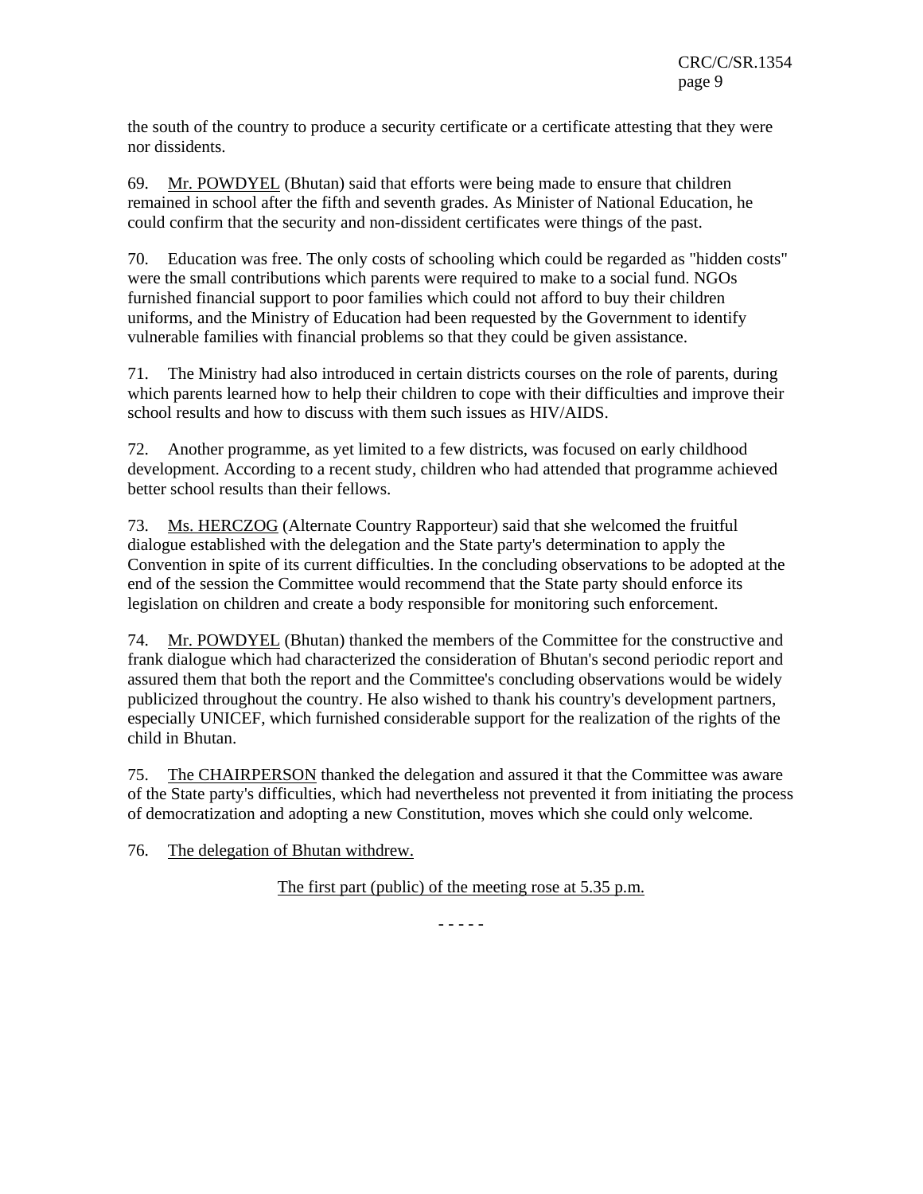the south of the country to produce a security certificate or a certificate attesting that they were nor dissidents.

69. Mr. POWDYEL (Bhutan) said that efforts were being made to ensure that children remained in school after the fifth and seventh grades. As Minister of National Education, he could confirm that the security and non-dissident certificates were things of the past.

70. Education was free. The only costs of schooling which could be regarded as "hidden costs" were the small contributions which parents were required to make to a social fund. NGOs furnished financial support to poor families which could not afford to buy their children uniforms, and the Ministry of Education had been requested by the Government to identify vulnerable families with financial problems so that they could be given assistance.

71. The Ministry had also introduced in certain districts courses on the role of parents, during which parents learned how to help their children to cope with their difficulties and improve their school results and how to discuss with them such issues as HIV/AIDS.

72. Another programme, as yet limited to a few districts, was focused on early childhood development. According to a recent study, children who had attended that programme achieved better school results than their fellows.

73. Ms. HERCZOG (Alternate Country Rapporteur) said that she welcomed the fruitful dialogue established with the delegation and the State party's determination to apply the Convention in spite of its current difficulties. In the concluding observations to be adopted at the end of the session the Committee would recommend that the State party should enforce its legislation on children and create a body responsible for monitoring such enforcement.

74. Mr. POWDYEL (Bhutan) thanked the members of the Committee for the constructive and frank dialogue which had characterized the consideration of Bhutan's second periodic report and assured them that both the report and the Committee's concluding observations would be widely publicized throughout the country. He also wished to thank his country's development partners, especially UNICEF, which furnished considerable support for the realization of the rights of the child in Bhutan.

75. The CHAIRPERSON thanked the delegation and assured it that the Committee was aware of the State party's difficulties, which had nevertheless not prevented it from initiating the process of democratization and adopting a new Constitution, moves which she could only welcome.

76. The delegation of Bhutan withdrew.

The first part (public) of the meeting rose at 5.35 p.m.

- - - - -